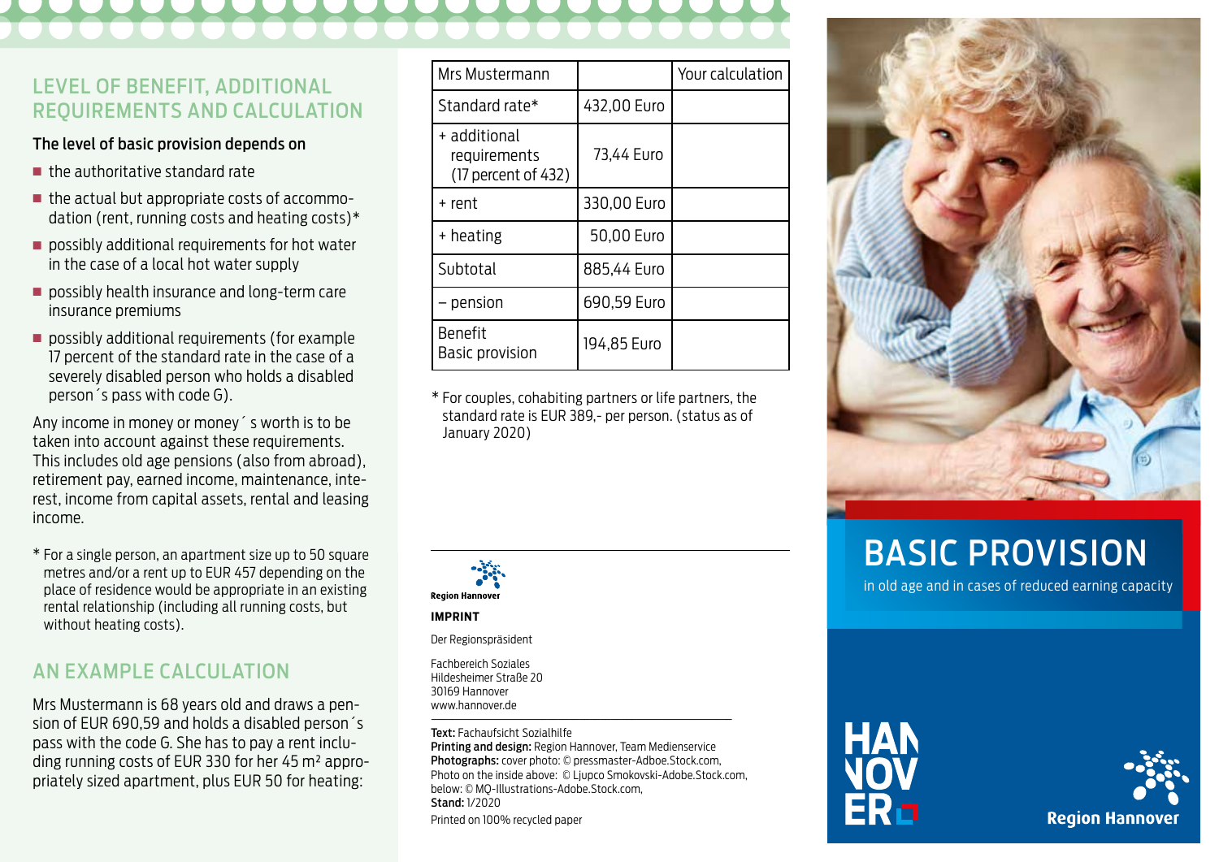## LEVEL OF BENEFIT, ADDITIONAL REQUIREMENTS AND CALCULATION

**The level of basic provision depends on**

- the authoritative standard rate
- the actual but appropriate costs of accommodation (rent, running costs and heating costs)*
- possibly additional requirements for hot water in the case of a local hot water supply
- possibly health insurance and long-term care insurance premiums
- possibly additional requirements (for example 17 percent of the standard rate in the case of a severely disabled person who holds a disabled person´s pass with code G).

Any income in money or money´s worth is to be taken into account against these requirements. This includes old age pensions (also from abroad), retirement pay, earned income, maintenance, interest, income from capital assets, rental and leasing income.

\* For a single person, an apartment size up to 50 square metres and/or a rent up to EUR 457 depending on the place of residence would be appropriate in an existing rental relationship (including all running costs, but without heating costs).

## AN EXAMPLE CALCULATION

Mrs Mustermann is 68 years old and draws a pension of EUR 690,59 and holds a disabled person´s pass with the code G. She has to pay a rent including running costs of EUR 330 for her 45 m² appropriately sized apartment, plus EUR 50 for heating:

| Mrs Mustermann | | Your calculation |
|---|---|---|
| Standard rate* | 432,00 Euro | |
| + additional requirements (17 percent of 432) | 73,44 Euro | |
| + rent | 330,00 Euro | |
| + heating | 50,00 Euro | |
| Subtotal | 885,44 Euro | |
| – pension | 690,59 Euro | |
| Benefit Basic provision | 194,85 Euro | |

\* For couples, cohabiting partners or life partners, the standard rate is EUR 389,- per person. (status as of January 2020)

Region Hannover

**IMPRINT**

Der Regionspräsident

Fachbereich Soziales
Hildesheimer Straße 20
30169 Hannover
www.hannover.de

**Text:** Fachaufsicht Sozialhilfe
**Printing and design:** Region Hannover, Team Medienservice
**Photographs:** cover photo: © pressmaster-Adboe.Stock.com, Photo on the inside above: © Ljupco Smokovski-Adobe.Stock.com, below: © MQ-Illustrations-Adobe.Stock.com,
**Stand:** 1/2020
Printed on 100% recycled paper

# BASIC PROVISION

in old age and in cases of reduced earning capacity

HANNOVER

Region Hannover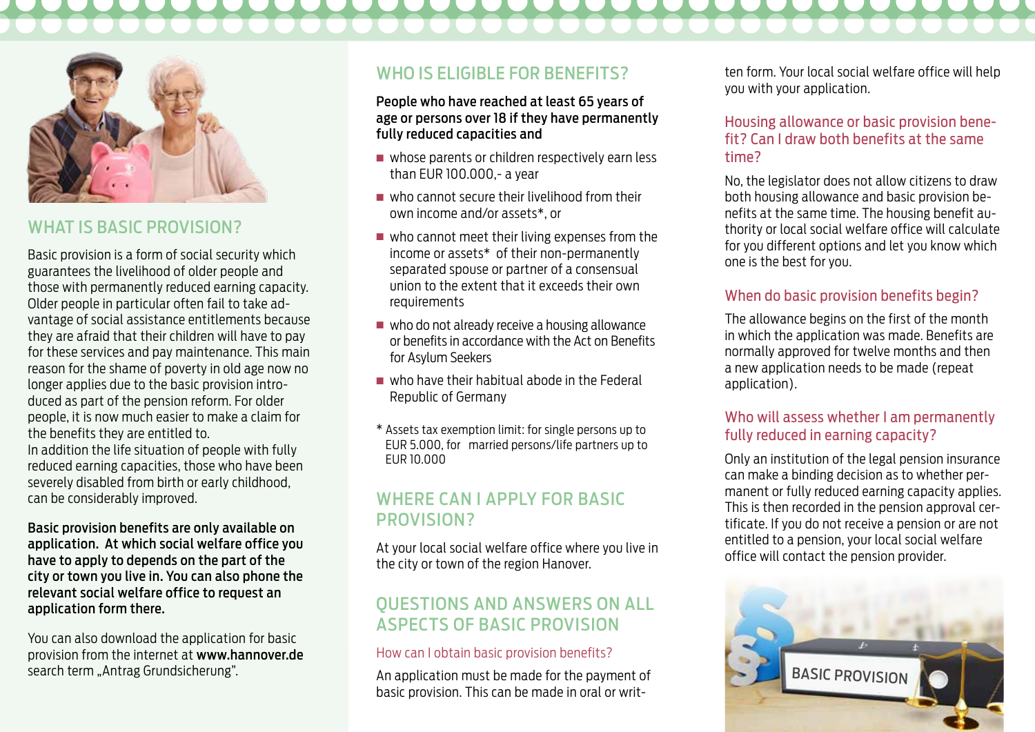## WHAT IS BASIC PROVISION?

Basic provision is a form of social security which guarantees the livelihood of older people and those with permanently reduced earning capacity. Older people in particular often fail to take advantage of social assistance entitlements because they are afraid that their children will have to pay for these services and pay maintenance. This main reason for the shame of poverty in old age now no longer applies due to the basic provision introduced as part of the pension reform. For older people, it is now much easier to make a claim for the benefits they are entitled to.
In addition the life situation of people with fully reduced earning capacities, those who have been severely disabled from birth or early childhood, can be considerably improved.

**Basic provision benefits are only available on application. At which social welfare office you have to apply to depends on the part of the city or town you live in. You can also phone the relevant social welfare office to request an application form there.**

You can also download the application for basic provision from the internet at **www.hannover.de** search term „Antrag Grundsicherung".

## WHO IS ELIGIBLE FOR BENEFITS?

**People who have reached at least 65 years of age or persons over 18 if they have permanently fully reduced capacities and**

- whose parents or children respectively earn less than EUR 100.000,- a year
- who cannot secure their livelihood from their own income and/or assets*, or
- who cannot meet their living expenses from the income or assets* of their non-permanently separated spouse or partner of a consensual union to the extent that it exceeds their own requirements
- who do not already receive a housing allowance or benefits in accordance with the Act on Benefits for Asylum Seekers
- who have their habitual abode in the Federal Republic of Germany

\* Assets tax exemption limit: for single persons up to EUR 5.000, for married persons/life partners up to EUR 10.000

## WHERE CAN I APPLY FOR BASIC PROVISION?

At your local social welfare office where you live in the city or town of the region Hanover.

## QUESTIONS AND ANSWERS ON ALL ASPECTS OF BASIC PROVISION

### How can I obtain basic provision benefits?

An application must be made for the payment of basic provision. This can be made in oral or written form. Your local social welfare office will help you with your application.

### Housing allowance or basic provision benefit? Can I draw both benefits at the same time?

No, the legislator does not allow citizens to draw both housing allowance and basic provision benefits at the same time. The housing benefit authority or local social welfare office will calculate for you different options and let you know which one is the best for you.

### When do basic provision benefits begin?

The allowance begins on the first of the month in which the application was made. Benefits are normally approved for twelve months and then a new application needs to be made (repeat application).

### Who will assess whether I am permanently fully reduced in earning capacity?

Only an institution of the legal pension insurance can make a binding decision as to whether permanent or fully reduced earning capacity applies. This is then recorded in the pension approval certificate. If you do not receive a pension or are not entitled to a pension, your local social welfare office will contact the pension provider.